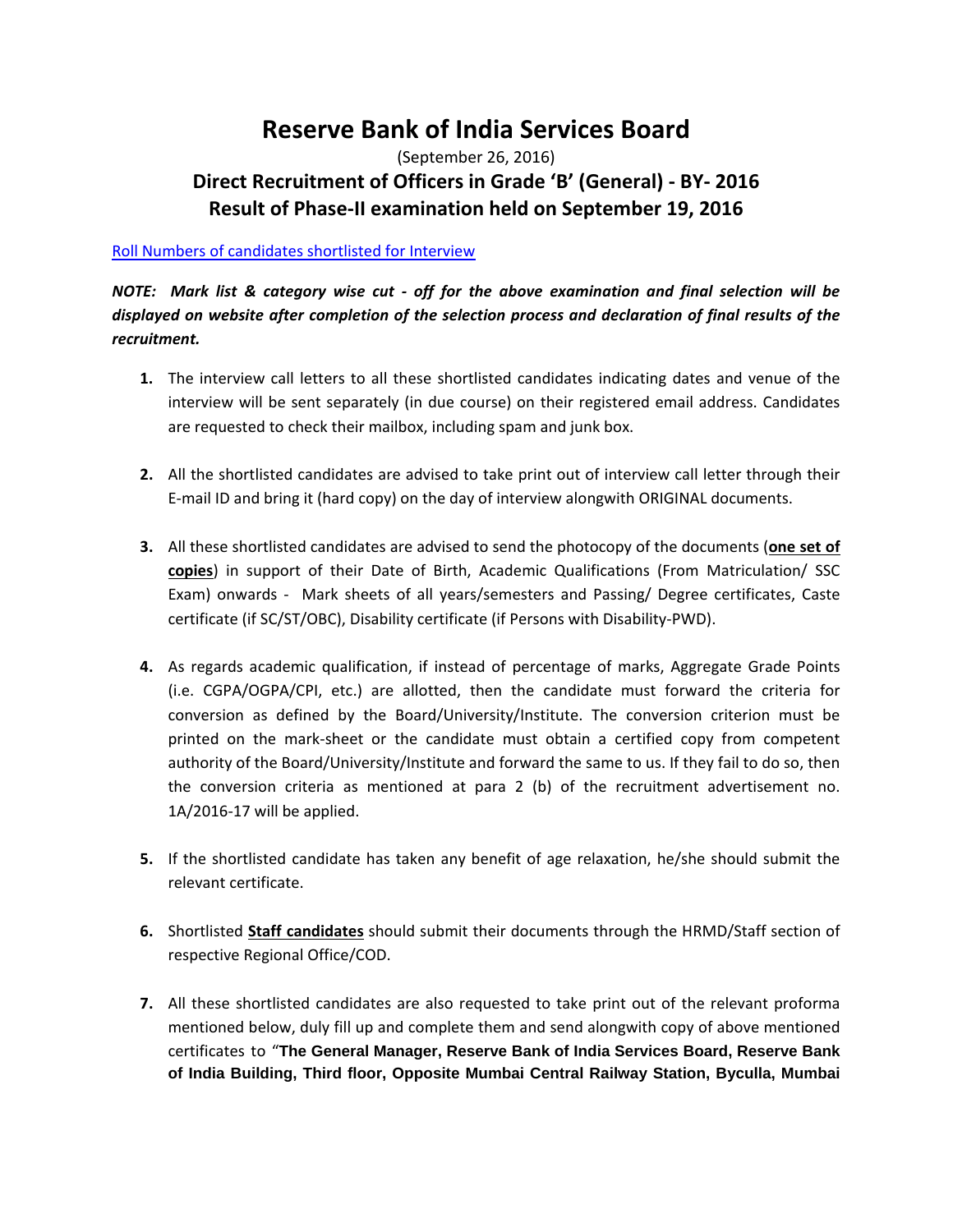# Reserve Bank of India Services Board

(September 26, 2016)

## Direct Recruitment of Officers in Grade 'B' (General) - BY- 2016
## Result of Phase-II examination held on September 19, 2016

Roll Numbers of candidates shortlisted for Interview

***NOTE: Mark list & category wise cut - off for the above examination and final selection will be displayed on website after completion of the selection process and declaration of final results of the recruitment.***

1. The interview call letters to all these shortlisted candidates indicating dates and venue of the interview will be sent separately (in due course) on their registered email address. Candidates are requested to check their mailbox, including spam and junk box.

2. All the shortlisted candidates are advised to take print out of interview call letter through their E-mail ID and bring it (hard copy) on the day of interview alongwith ORIGINAL documents.

3. All these shortlisted candidates are advised to send the photocopy of the documents (**one set of copies**) in support of their Date of Birth, Academic Qualifications (From Matriculation/ SSC Exam) onwards - Mark sheets of all years/semesters and Passing/ Degree certificates, Caste certificate (if SC/ST/OBC), Disability certificate (if Persons with Disability-PWD).

4. As regards academic qualification, if instead of percentage of marks, Aggregate Grade Points (i.e. CGPA/OGPA/CPI, etc.) are allotted, then the candidate must forward the criteria for conversion as defined by the Board/University/Institute. The conversion criterion must be printed on the mark-sheet or the candidate must obtain a certified copy from competent authority of the Board/University/Institute and forward the same to us. If they fail to do so, then the conversion criteria as mentioned at para 2 (b) of the recruitment advertisement no. 1A/2016-17 will be applied.

5. If the shortlisted candidate has taken any benefit of age relaxation, he/she should submit the relevant certificate.

6. Shortlisted **Staff candidates** should submit their documents through the HRMD/Staff section of respective Regional Office/COD.

7. All these shortlisted candidates are also requested to take print out of the relevant proforma mentioned below, duly fill up and complete them and send alongwith copy of above mentioned certificates to "**The General Manager, Reserve Bank of India Services Board, Reserve Bank of India Building, Third floor, Opposite Mumbai Central Railway Station, Byculla, Mumbai**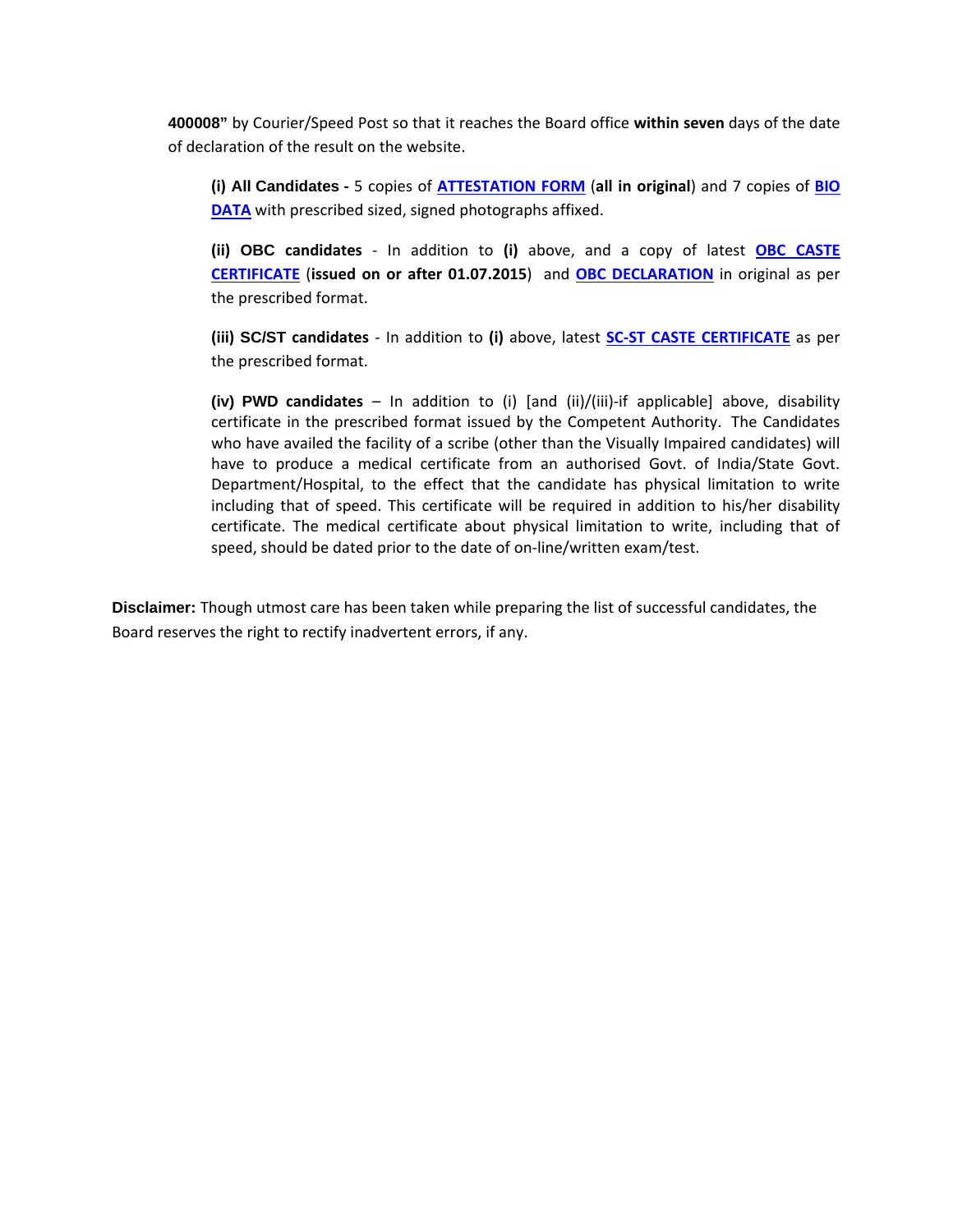**400008"** by Courier/Speed Post so that it reaches the Board office **within seven** days of the date of declaration of the result on the website.

**(i) All Candidates -** 5 copies of **ATTESTATION FORM** (**all in original**) and 7 copies of **BIO DATA** with prescribed sized, signed photographs affixed.

**(ii) OBC candidates** - In addition to **(i)** above, and a copy of latest **OBC CASTE CERTIFICATE** (**issued on or after 01.07.2015**) and **OBC DECLARATION** in original as per the prescribed format.

**(iii) SC/ST candidates** - In addition to **(i)** above, latest **SC-ST CASTE CERTIFICATE** as per the prescribed format.

**(iv) PWD candidates** – In addition to (i) [and (ii)/(iii)-if applicable] above, disability certificate in the prescribed format issued by the Competent Authority. The Candidates who have availed the facility of a scribe (other than the Visually Impaired candidates) will have to produce a medical certificate from an authorised Govt. of India/State Govt. Department/Hospital, to the effect that the candidate has physical limitation to write including that of speed. This certificate will be required in addition to his/her disability certificate. The medical certificate about physical limitation to write, including that of speed, should be dated prior to the date of on-line/written exam/test.

**Disclaimer:** Though utmost care has been taken while preparing the list of successful candidates, the Board reserves the right to rectify inadvertent errors, if any.